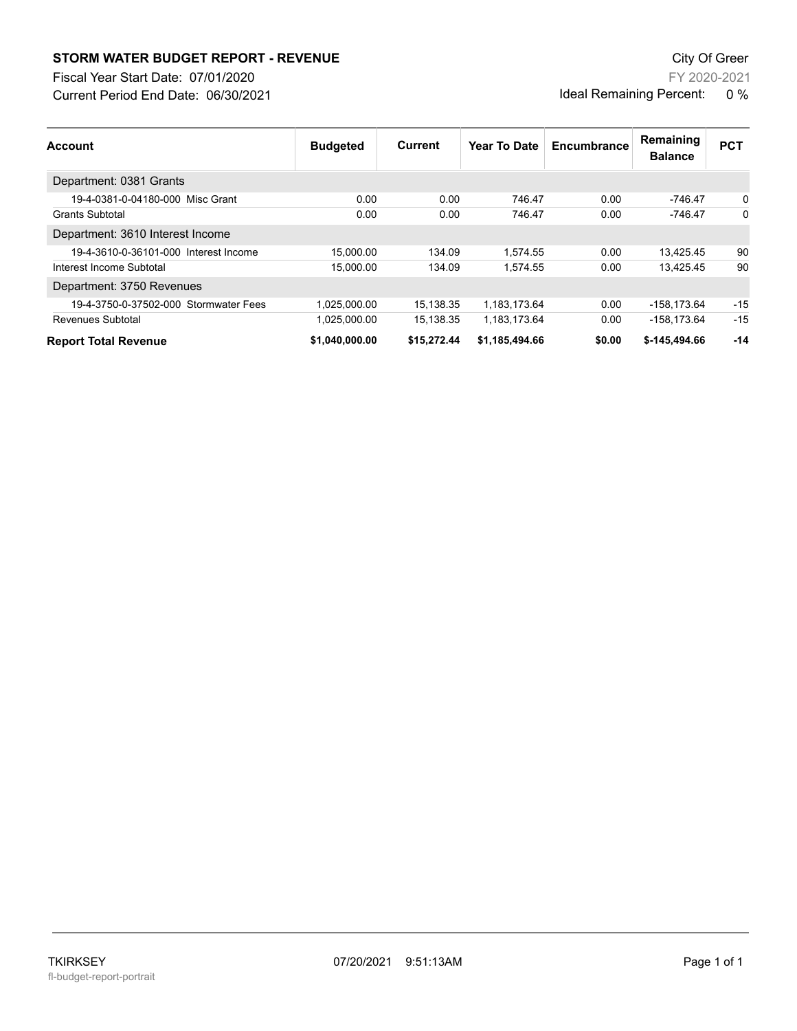**STORM WATER BUDGET REPORT - REVENUE**

Fiscal Year Start Date: 07/01/2020

Current Period End Date: 06/30/2021

City Of Greer

FY 2020-2021

Ideal Remaining Percent: 0 %

| Account | Budgeted | Current | Year To Date | Encumbrance | Remaining Balance | PCT |
|---|---|---|---|---|---|---|
| Department: 0381 Grants | | | | | | |
| 19-4-0381-0-04180-000 Misc Grant | 0.00 | 0.00 | 746.47 | 0.00 | -746.47 | 0 |
| Grants Subtotal | 0.00 | 0.00 | 746.47 | 0.00 | -746.47 | 0 |
| Department: 3610 Interest Income | | | | | | |
| 19-4-3610-0-36101-000 Interest Income | 15,000.00 | 134.09 | 1,574.55 | 0.00 | 13,425.45 | 90 |
| Interest Income Subtotal | 15,000.00 | 134.09 | 1,574.55 | 0.00 | 13,425.45 | 90 |
| Department: 3750 Revenues | | | | | | |
| 19-4-3750-0-37502-000 Stormwater Fees | 1,025,000.00 | 15,138.35 | 1,183,173.64 | 0.00 | -158,173.64 | -15 |
| Revenues Subtotal | 1,025,000.00 | 15,138.35 | 1,183,173.64 | 0.00 | -158,173.64 | -15 |
| **Report Total Revenue** | **$1,040,000.00** | **$15,272.44** | **$1,185,494.66** | **$0.00** | **$-145,494.66** | **-14** |

TKIRKSEY 07/20/2021 9:51:13AM

fl-budget-report-portrait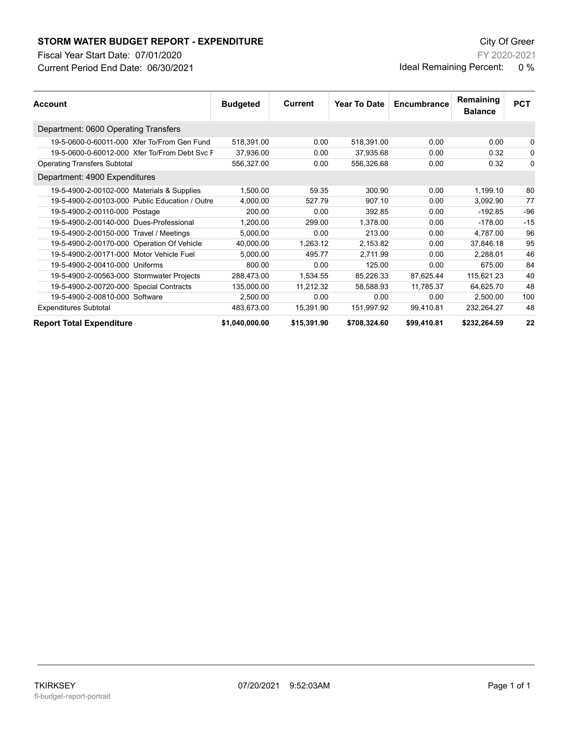**STORM WATER BUDGET REPORT - EXPENDITURE**

Fiscal Year Start Date: 07/01/2020

Current Period End Date: 06/30/2021

City Of Greer

FY 2020-2021

Ideal Remaining Percent: 0 %

| Account | Budgeted | Current | Year To Date | Encumbrance | Remaining Balance | PCT |
|---|---|---|---|---|---|---|
| Department: 0600 Operating Transfers | | | | | | |
| 19-5-0600-0-60011-000 Xfer To/From Gen Fund | 518,391.00 | 0.00 | 518,391.00 | 0.00 | 0.00 | 0 |
| 19-5-0600-0-60012-000 Xfer To/From Debt Svc F | 37,936.00 | 0.00 | 37,935.68 | 0.00 | 0.32 | 0 |
| Operating Transfers Subtotal | 556,327.00 | 0.00 | 556,326.68 | 0.00 | 0.32 | 0 |
| Department: 4900 Expenditures | | | | | | |
| 19-5-4900-2-00102-000 Materials & Supplies | 1,500.00 | 59.35 | 300.90 | 0.00 | 1,199.10 | 80 |
| 19-5-4900-2-00103-000 Public Education / Outre | 4,000.00 | 527.79 | 907.10 | 0.00 | 3,092.90 | 77 |
| 19-5-4900-2-00110-000 Postage | 200.00 | 0.00 | 392.85 | 0.00 | -192.85 | -96 |
| 19-5-4900-2-00140-000 Dues-Professional | 1,200.00 | 299.00 | 1,378.00 | 0.00 | -178.00 | -15 |
| 19-5-4900-2-00150-000 Travel / Meetings | 5,000.00 | 0.00 | 213.00 | 0.00 | 4,787.00 | 96 |
| 19-5-4900-2-00170-000 Operation Of Vehicle | 40,000.00 | 1,263.12 | 2,153.82 | 0.00 | 37,846.18 | 95 |
| 19-5-4900-2-00171-000 Motor Vehicle Fuel | 5,000.00 | 495.77 | 2,711.99 | 0.00 | 2,288.01 | 46 |
| 19-5-4900-2-00410-000 Uniforms | 800.00 | 0.00 | 125.00 | 0.00 | 675.00 | 84 |
| 19-5-4900-2-00563-000 Stormwater Projects | 288,473.00 | 1,534.55 | 85,226.33 | 87,625.44 | 115,621.23 | 40 |
| 19-5-4900-2-00720-000 Special Contracts | 135,000.00 | 11,212.32 | 58,588.93 | 11,785.37 | 64,625.70 | 48 |
| 19-5-4900-2-00810-000 Software | 2,500.00 | 0.00 | 0.00 | 0.00 | 2,500.00 | 100 |
| Expenditures Subtotal | 483,673.00 | 15,391.90 | 151,997.92 | 99,410.81 | 232,264.27 | 48 |
| **Report Total Expenditure** | **$1,040,000.00** | **$15,391.90** | **$708,324.60** | **$99,410.81** | **$232,264.59** | **22** |

TKIRKSEY 07/20/2021 9:52:03AM

fl-budget-report-portrait